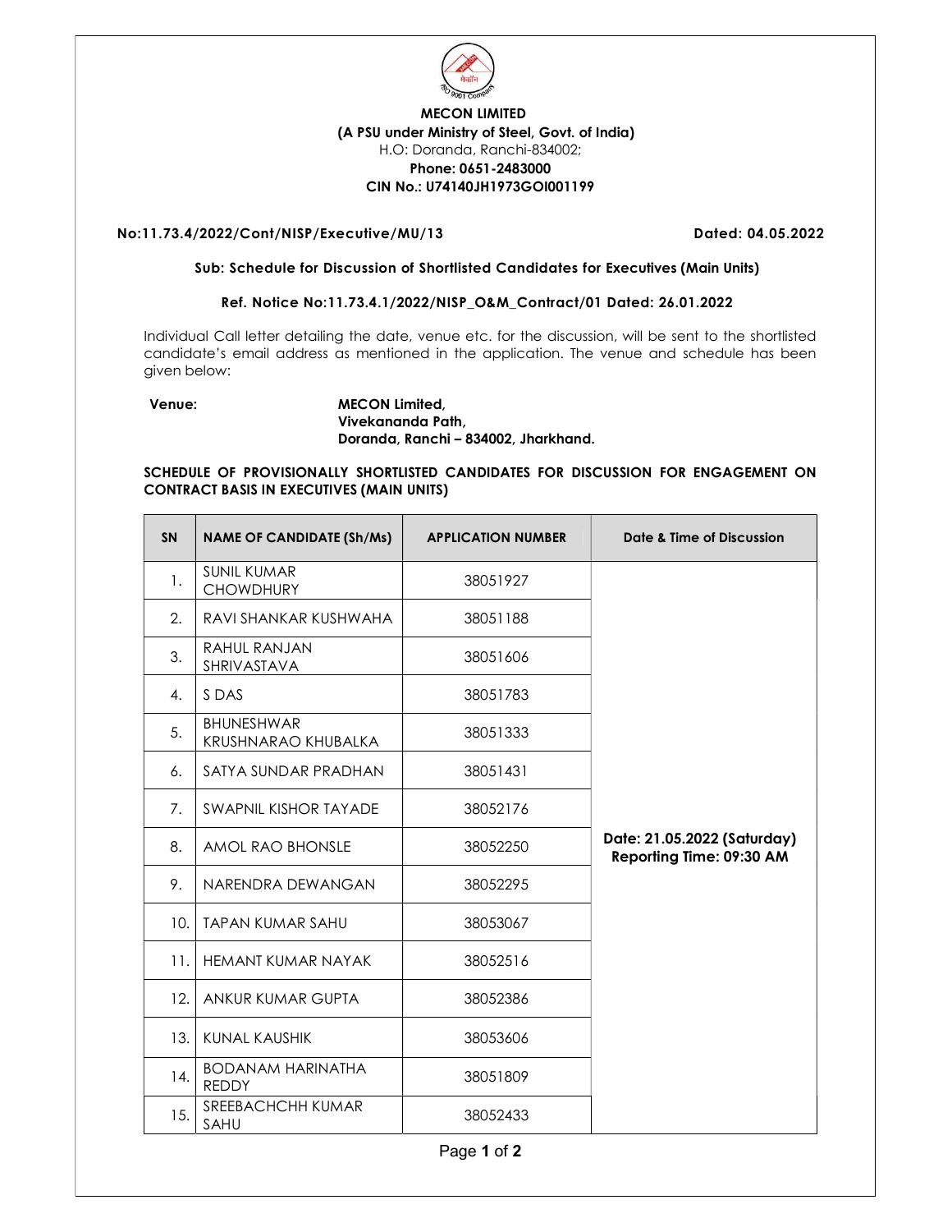**MECON LIMITED**
**(A PSU under Ministry of Steel, Govt. of India)**
H.O: Doranda, Ranchi-834002;
**Phone: 0651-2483000**
**CIN No.: U74140JH1973GOI001199**

**No:11.73.4/2022/Cont/NISP/Executive/MU/13** **Dated: 04.05.2022**

**Sub: Schedule for Discussion of Shortlisted Candidates for Executives (Main Units)**

**Ref. Notice No:11.73.4.1/2022/NISP_O&M_Contract/01 Dated: 26.01.2022**

Individual Call letter detailing the date, venue etc. for the discussion, will be sent to the shortlisted candidate's email address as mentioned in the application. The venue and schedule has been given below:

**Venue:** **MECON Limited,**
**Vivekananda Path,**
**Doranda, Ranchi – 834002, Jharkhand.**

**SCHEDULE OF PROVISIONALLY SHORTLISTED CANDIDATES FOR DISCUSSION FOR ENGAGEMENT ON CONTRACT BASIS IN EXECUTIVES (MAIN UNITS)**

| SN | NAME OF CANDIDATE (Sh/Ms) | APPLICATION NUMBER | Date & Time of Discussion |
|---|---|---|---|
| 1. | SUNIL KUMAR CHOWDHURY | 38051927 | **Date: 21.05.2022 (Saturday) Reporting Time: 09:30 AM** |
| 2. | RAVI SHANKAR KUSHWAHA | 38051188 | |
| 3. | RAHUL RANJAN SHRIVASTAVA | 38051606 | |
| 4. | S DAS | 38051783 | |
| 5. | BHUNESHWAR KRUSHNARAO KHUBALKA | 38051333 | |
| 6. | SATYA SUNDAR PRADHAN | 38051431 | |
| 7. | SWAPNIL KISHOR TAYADE | 38052176 | |
| 8. | AMOL RAO BHONSLE | 38052250 | |
| 9. | NARENDRA DEWANGAN | 38052295 | |
| 10. | TAPAN KUMAR SAHU | 38053067 | |
| 11. | HEMANT KUMAR NAYAK | 38052516 | |
| 12. | ANKUR KUMAR GUPTA | 38052386 | |
| 13. | KUNAL KAUSHIK | 38053606 | |
| 14. | BODANAM HARINATHA REDDY | 38051809 | |
| 15. | SREEBACHCHH KUMAR SAHU | 38052433 | |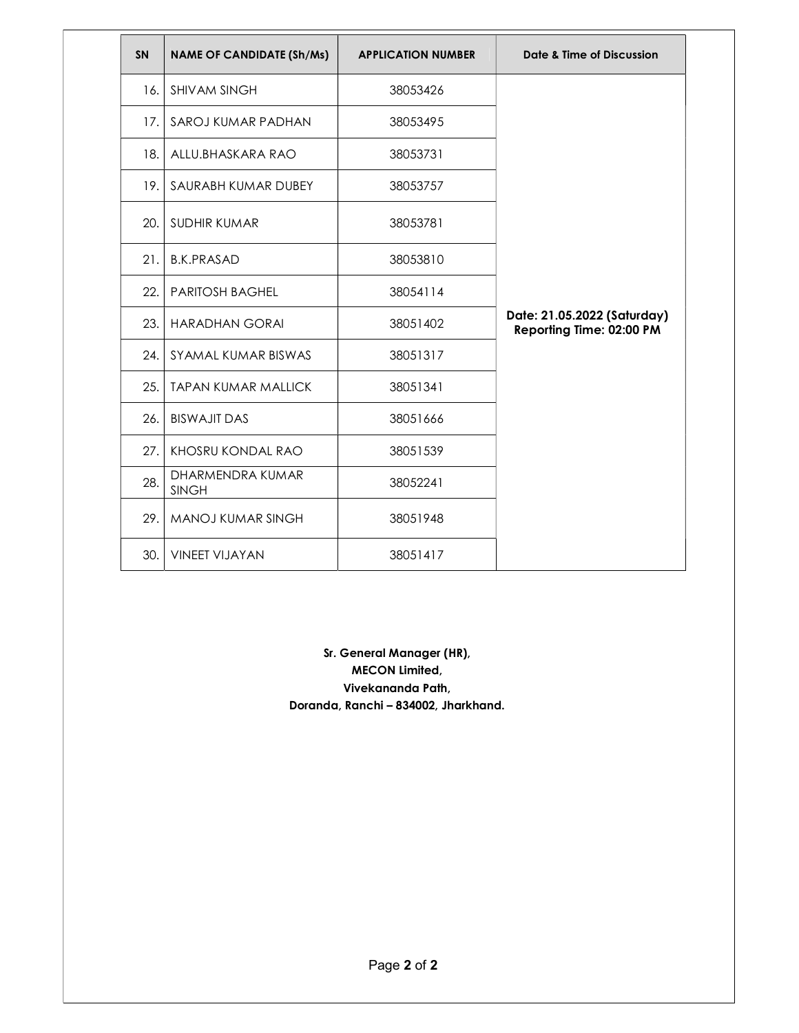| SN | NAME OF CANDIDATE (Sh/Ms) | APPLICATION NUMBER | Date & Time of Discussion |
|---|---|---|---|
| 16. | SHIVAM SINGH | 38053426 | **Date: 21.05.2022 (Saturday) Reporting Time: 02:00 PM** |
| 17. | SAROJ KUMAR PADHAN | 38053495 | |
| 18. | ALLU.BHASKARA RAO | 38053731 | |
| 19. | SAURABH KUMAR DUBEY | 38053757 | |
| 20. | SUDHIR KUMAR | 38053781 | |
| 21. | B.K.PRASAD | 38053810 | |
| 22. | PARITOSH BAGHEL | 38054114 | |
| 23. | HARADHAN GORAI | 38051402 | |
| 24. | SYAMAL KUMAR BISWAS | 38051317 | |
| 25. | TAPAN KUMAR MALLICK | 38051341 | |
| 26. | BISWAJIT DAS | 38051666 | |
| 27. | KHOSRU KONDAL RAO | 38051539 | |
| 28. | DHARMENDRA KUMAR SINGH | 38052241 | |
| 29. | MANOJ KUMAR SINGH | 38051948 | |
| 30. | VINEET VIJAYAN | 38051417 | |

**Sr. General Manager (HR),**
**MECON Limited,**
**Vivekananda Path,**
**Doranda, Ranchi – 834002, Jharkhand.**